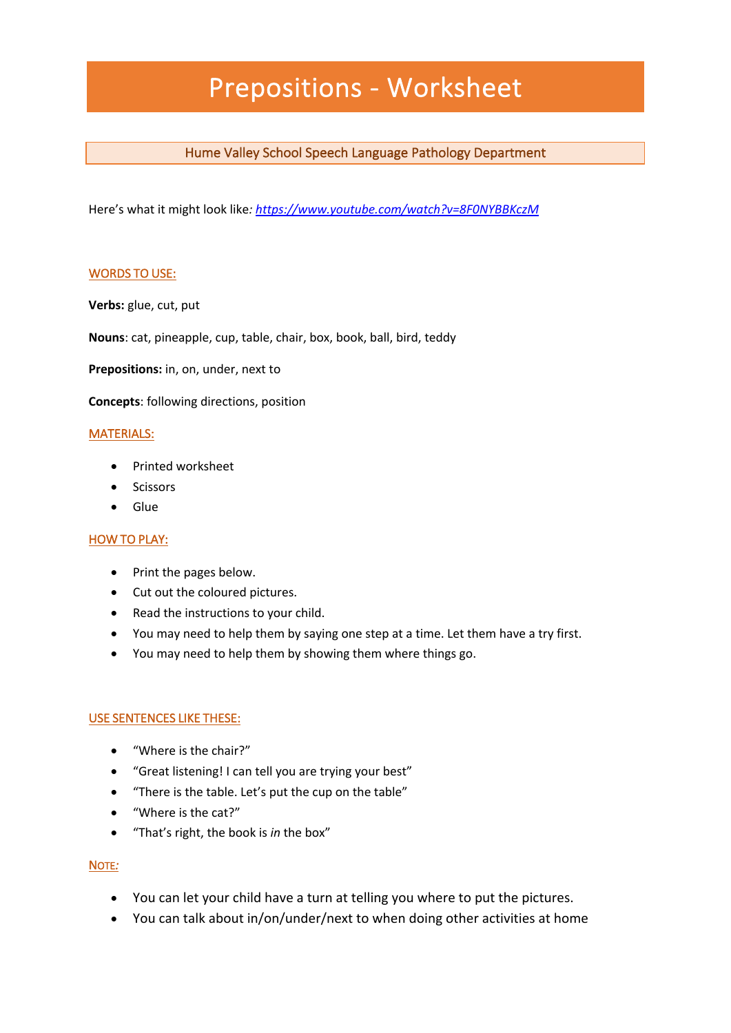# Prepositions - Worksheet

Hume Valley School Speech Language Pathology Department

Here's what it might look like*:* *https://www.youtube.com/watch?v=8F0NYBBKczM*

## WORDS TO USE:

**Verbs:** glue, cut, put

**Nouns**: cat, pineapple, cup, table, chair, box, book, ball, bird, teddy

**Prepositions:** in, on, under, next to

**Concepts**: following directions, position

## MATERIALS:

- Printed worksheet
- Scissors
- Glue

## HOW TO PLAY:

- Print the pages below.
- Cut out the coloured pictures.
- Read the instructions to your child.
- You may need to help them by saying one step at a time. Let them have a try first.
- You may need to help them by showing them where things go.

## USE SENTENCES LIKE THESE:

- "Where is the chair?"
- "Great listening! I can tell you are trying your best"
- "There is the table. Let's put the cup on the table"
- "Where is the cat?"
- "That's right, the book is *in* the box"

## NOTE:

- You can let your child have a turn at telling you where to put the pictures.
- You can talk about in/on/under/next to when doing other activities at home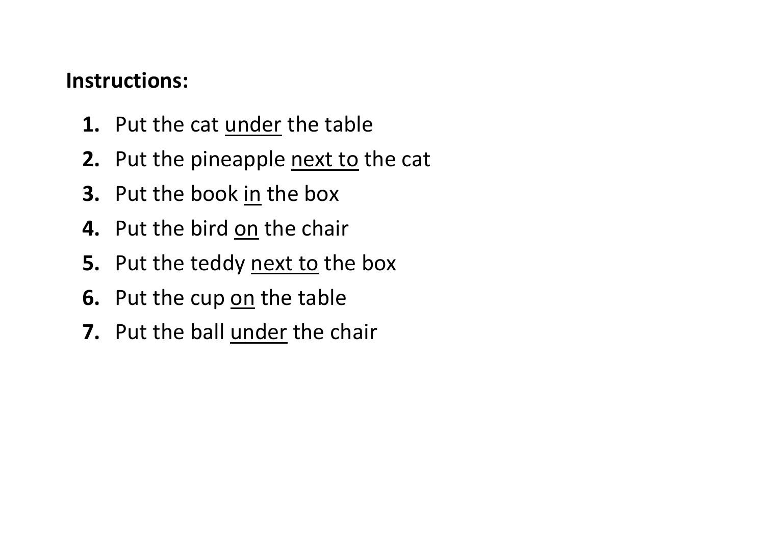**Instructions:**

1. Put the cat <u>under</u> the table
2. Put the pineapple <u>next to</u> the cat
3. Put the book <u>in</u> the box
4. Put the bird <u>on</u> the chair
5. Put the teddy <u>next to</u> the box
6. Put the cup <u>on</u> the table
7. Put the ball <u>under</u> the chair